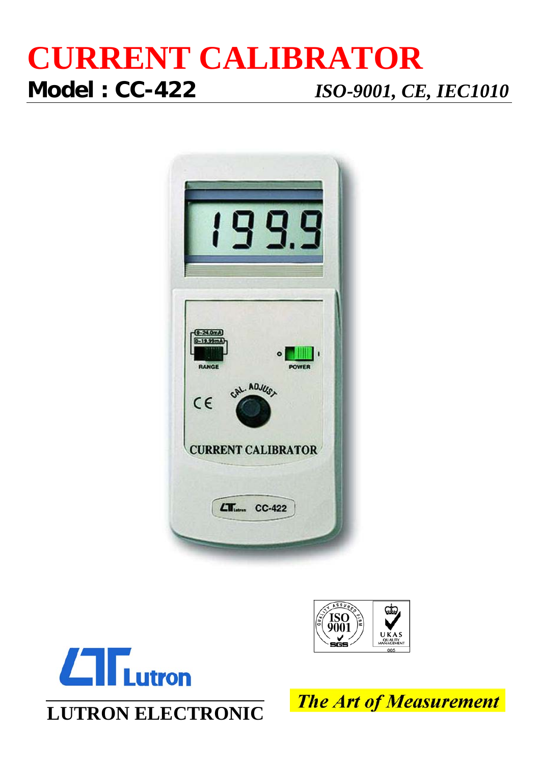# CURRENT CALIBRATOR

**Model : CC-422** *ISO-9001, CE, IEC1010*

**LUTRON ELECTRONIC**

*The Art of Measurement*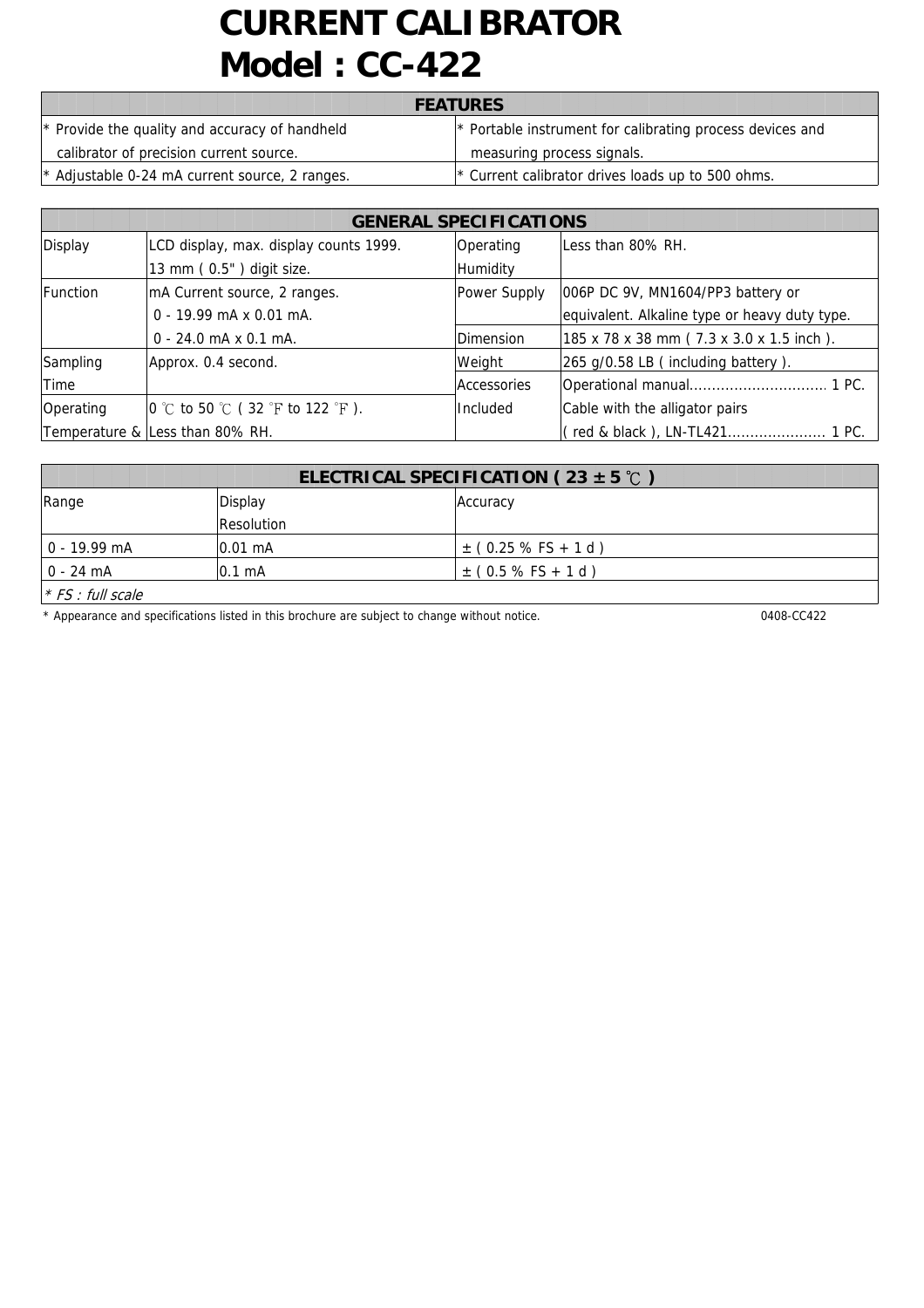# CURRENT CALIBRATOR
# Model : CC-422

## FEATURES

| | |
|---|---|
| * Provide the quality and accuracy of handheld calibrator of precision current source. | * Portable instrument for calibrating process devices and measuring process signals. |
| * Adjustable 0-24 mA current source, 2 ranges. | * Current calibrator drives loads up to 500 ohms. |

## GENERAL SPECIFICATIONS

| | | | |
|---|---|---|---|
| Display | LCD display, max. display counts 1999. 13 mm ( 0.5" ) digit size. | Operating Humidity | Less than 80% RH. |
| Function | mA Current source, 2 ranges. 0 - 19.99 mA x 0.01 mA. 0 - 24.0 mA x 0.1 mA. | Power Supply | 006P DC 9V, MN1604/PP3 battery or equivalent. Alkaline type or heavy duty type. |
| | | Dimension | 185 x 78 x 38 mm ( 7.3 x 3.0 x 1.5 inch ). |
| Sampling Time | Approx. 0.4 second. | Weight | 265 g/0.58 LB ( including battery ). |
| Operating Temperature & | 0 ℃ to 50 ℃ ( 32 ℉ to 122 ℉ ). Less than 80% RH. | Accessories Included | Operational manual............................... 1 PC. Cable with the alligator pairs ( red & black ), LN-TL421...................... 1 PC. |

## ELECTRICAL SPECIFICATION ( 23 ± 5 ℃ )

| Range | Display Resolution | Accuracy |
|---|---|---|
| 0 - 19.99 mA | 0.01 mA | ± ( 0.25 % FS + 1 d ) |
| 0 - 24 mA | 0.1 mA | ± ( 0.5 % FS + 1 d ) |

*\* FS : full scale*

\* Appearance and specifications listed in this brochure are subject to change without notice.

0408-CC422